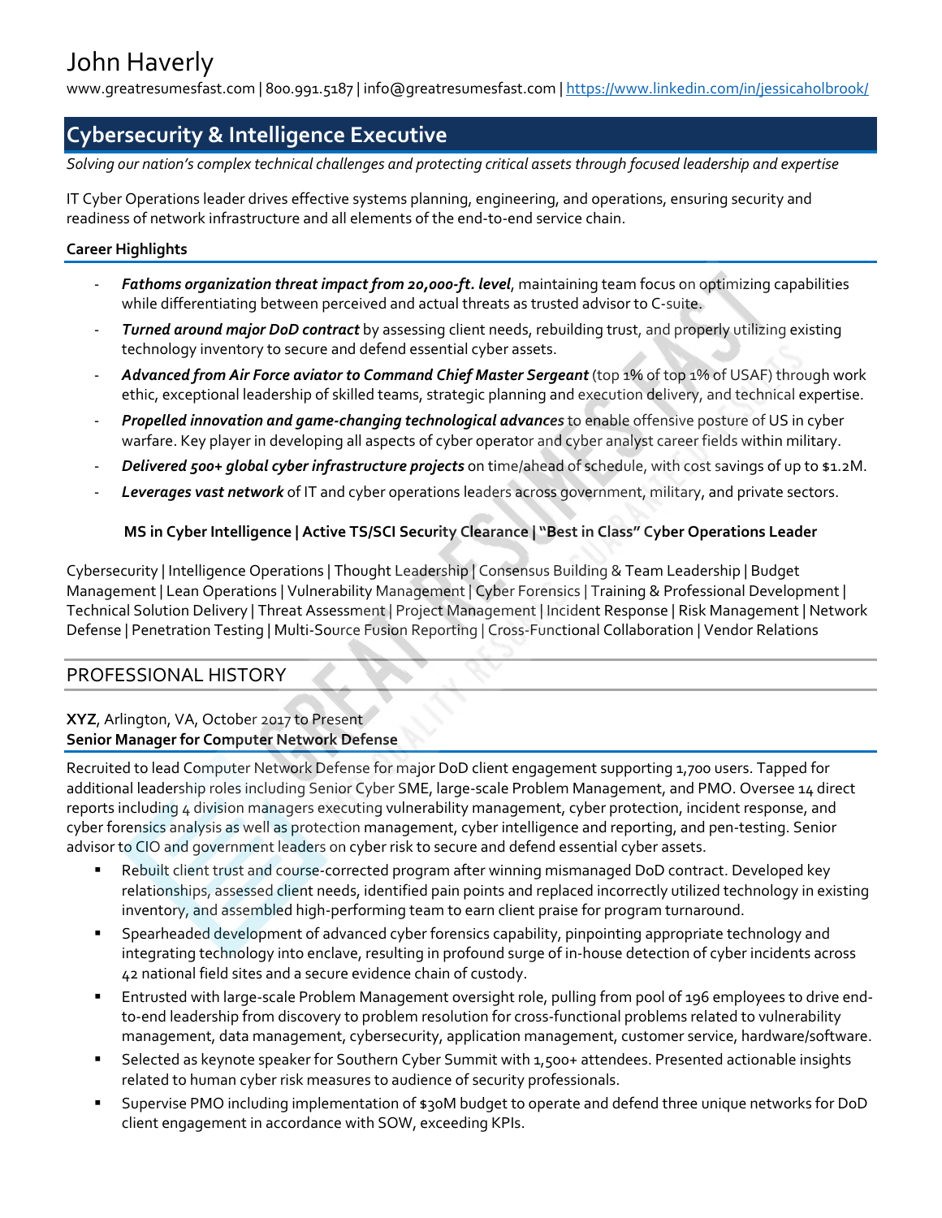# John Haverly

www.greatresumesfast.com | 800.991.5187 | info@greatresumesfast.com | [https://www.linkedin.com/in/jessicaholbrook/](https://www.linkedin.com/in/jessicaholbrook/)

## Cybersecurity & Intelligence Executive

*Solving our nation's complex technical challenges and protecting critical assets through focused leadership and expertise*

IT Cyber Operations leader drives effective systems planning, engineering, and operations, ensuring security and readiness of network infrastructure and all elements of the end-to-end service chain.

**Career Highlights**

- ***Fathoms organization threat impact from 20,000-ft. level***, maintaining team focus on optimizing capabilities while differentiating between perceived and actual threats as trusted advisor to C-suite.
- ***Turned around major DoD contract*** by assessing client needs, rebuilding trust, and properly utilizing existing technology inventory to secure and defend essential cyber assets.
- ***Advanced from Air Force aviator to Command Chief Master Sergeant*** (top 1% of top 1% of USAF) through work ethic, exceptional leadership of skilled teams, strategic planning and execution delivery, and technical expertise.
- ***Propelled innovation and game-changing technological advances*** to enable offensive posture of US in cyber warfare. Key player in developing all aspects of cyber operator and cyber analyst career fields within military.
- ***Delivered 500+ global cyber infrastructure projects*** on time/ahead of schedule, with cost savings of up to $1.2M.
- ***Leverages vast network*** of IT and cyber operations leaders across government, military, and private sectors.

**MS in Cyber Intelligence | Active TS/SCI Security Clearance | "Best in Class" Cyber Operations Leader**

Cybersecurity | Intelligence Operations | Thought Leadership | Consensus Building & Team Leadership | Budget Management | Lean Operations | Vulnerability Management | Cyber Forensics | Training & Professional Development | Technical Solution Delivery | Threat Assessment | Project Management | Incident Response | Risk Management | Network Defense | Penetration Testing | Multi-Source Fusion Reporting | Cross-Functional Collaboration | Vendor Relations

## PROFESSIONAL HISTORY

**XYZ**, Arlington, VA, October 2017 to Present
**Senior Manager for Computer Network Defense**

Recruited to lead Computer Network Defense for major DoD client engagement supporting 1,700 users. Tapped for additional leadership roles including Senior Cyber SME, large-scale Problem Management, and PMO. Oversee 14 direct reports including 4 division managers executing vulnerability management, cyber protection, incident response, and cyber forensics analysis as well as protection management, cyber intelligence and reporting, and pen-testing. Senior advisor to CIO and government leaders on cyber risk to secure and defend essential cyber assets.

- Rebuilt client trust and course-corrected program after winning mismanaged DoD contract. Developed key relationships, assessed client needs, identified pain points and replaced incorrectly utilized technology in existing inventory, and assembled high-performing team to earn client praise for program turnaround.
- Spearheaded development of advanced cyber forensics capability, pinpointing appropriate technology and integrating technology into enclave, resulting in profound surge of in-house detection of cyber incidents across 42 national field sites and a secure evidence chain of custody.
- Entrusted with large-scale Problem Management oversight role, pulling from pool of 196 employees to drive end-to-end leadership from discovery to problem resolution for cross-functional problems related to vulnerability management, data management, cybersecurity, application management, customer service, hardware/software.
- Selected as keynote speaker for Southern Cyber Summit with 1,500+ attendees. Presented actionable insights related to human cyber risk measures to audience of security professionals.
- Supervise PMO including implementation of $30M budget to operate and defend three unique networks for DoD client engagement in accordance with SOW, exceeding KPIs.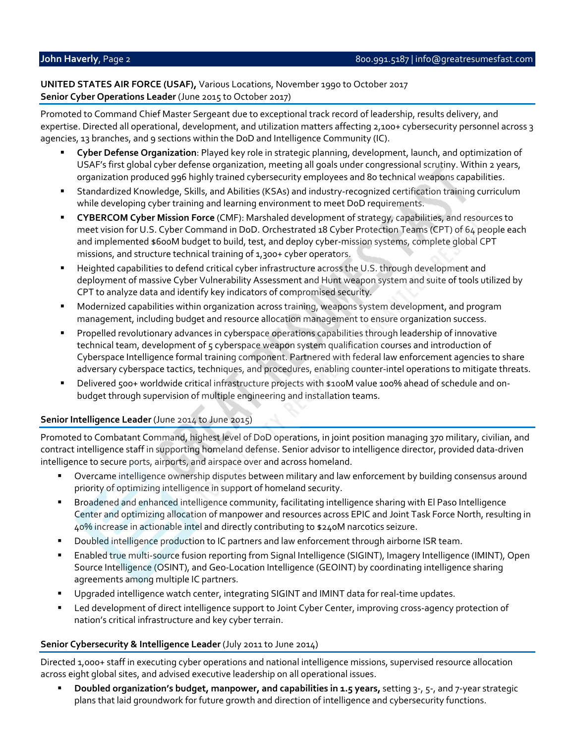**UNITED STATES AIR FORCE (USAF),** Various Locations, November 1990 to October 2017

**Senior Cyber Operations Leader** (June 2015 to October 2017)

Promoted to Command Chief Master Sergeant due to exceptional track record of leadership, results delivery, and expertise. Directed all operational, development, and utilization matters affecting 2,100+ cybersecurity personnel across 3 agencies, 13 branches, and 9 sections within the DoD and Intelligence Community (IC).

- **Cyber Defense Organization**: Played key role in strategic planning, development, launch, and optimization of USAF's first global cyber defense organization, meeting all goals under congressional scrutiny. Within 2 years, organization produced 996 highly trained cybersecurity employees and 80 technical weapons capabilities.
- Standardized Knowledge, Skills, and Abilities (KSAs) and industry-recognized certification training curriculum while developing cyber training and learning environment to meet DoD requirements.
- **CYBERCOM Cyber Mission Force** (CMF): Marshaled development of strategy, capabilities, and resources to meet vision for U.S. Cyber Command in DoD. Orchestrated 18 Cyber Protection Teams (CPT) of 64 people each and implemented $600M budget to build, test, and deploy cyber-mission systems, complete global CPT missions, and structure technical training of 1,300+ cyber operators.
- Heightened capabilities to defend critical cyber infrastructure across the U.S. through development and deployment of massive Cyber Vulnerability Assessment and Hunt weapon system and suite of tools utilized by CPT to analyze data and identify key indicators of compromised security.
- Modernized capabilities within organization across training, weapons system development, and program management, including budget and resource allocation management to ensure organization success.
- Propelled revolutionary advances in cyberspace operations capabilities through leadership of innovative technical team, development of 5 cyberspace weapon system qualification courses and introduction of Cyberspace Intelligence formal training component. Partnered with federal law enforcement agencies to share adversary cyberspace tactics, techniques, and procedures, enabling counter-intel operations to mitigate threats.
- Delivered 500+ worldwide critical infrastructure projects with $100M value 100% ahead of schedule and on-budget through supervision of multiple engineering and installation teams.

**Senior Intelligence Leader** (June 2014 to June 2015)

Promoted to Combatant Command, highest level of DoD operations, in joint position managing 370 military, civilian, and contract intelligence staff in supporting homeland defense. Senior advisor to intelligence director, provided data-driven intelligence to secure ports, airports, and airspace over and across homeland.

- Overcame intelligence ownership disputes between military and law enforcement by building consensus around priority of optimizing intelligence in support of homeland security.
- Broadened and enhanced intelligence community, facilitating intelligence sharing with El Paso Intelligence Center and optimizing allocation of manpower and resources across EPIC and Joint Task Force North, resulting in 40% increase in actionable intel and directly contributing to $240M narcotics seizure.
- Doubled intelligence production to IC partners and law enforcement through airborne ISR team.
- Enabled true multi-source fusion reporting from Signal Intelligence (SIGINT), Imagery Intelligence (IMINT), Open Source Intelligence (OSINT), and Geo-Location Intelligence (GEOINT) by coordinating intelligence sharing agreements among multiple IC partners.
- Upgraded intelligence watch center, integrating SIGINT and IMINT data for real-time updates.
- Led development of direct intelligence support to Joint Cyber Center, improving cross-agency protection of nation's critical infrastructure and key cyber terrain.

**Senior Cybersecurity & Intelligence Leader** (July 2011 to June 2014)

Directed 1,000+ staff in executing cyber operations and national intelligence missions, supervised resource allocation across eight global sites, and advised executive leadership on all operational issues.

- **Doubled organization's budget, manpower, and capabilities in 1.5 years,** setting 3-, 5-, and 7-year strategic plans that laid groundwork for future growth and direction of intelligence and cybersecurity functions.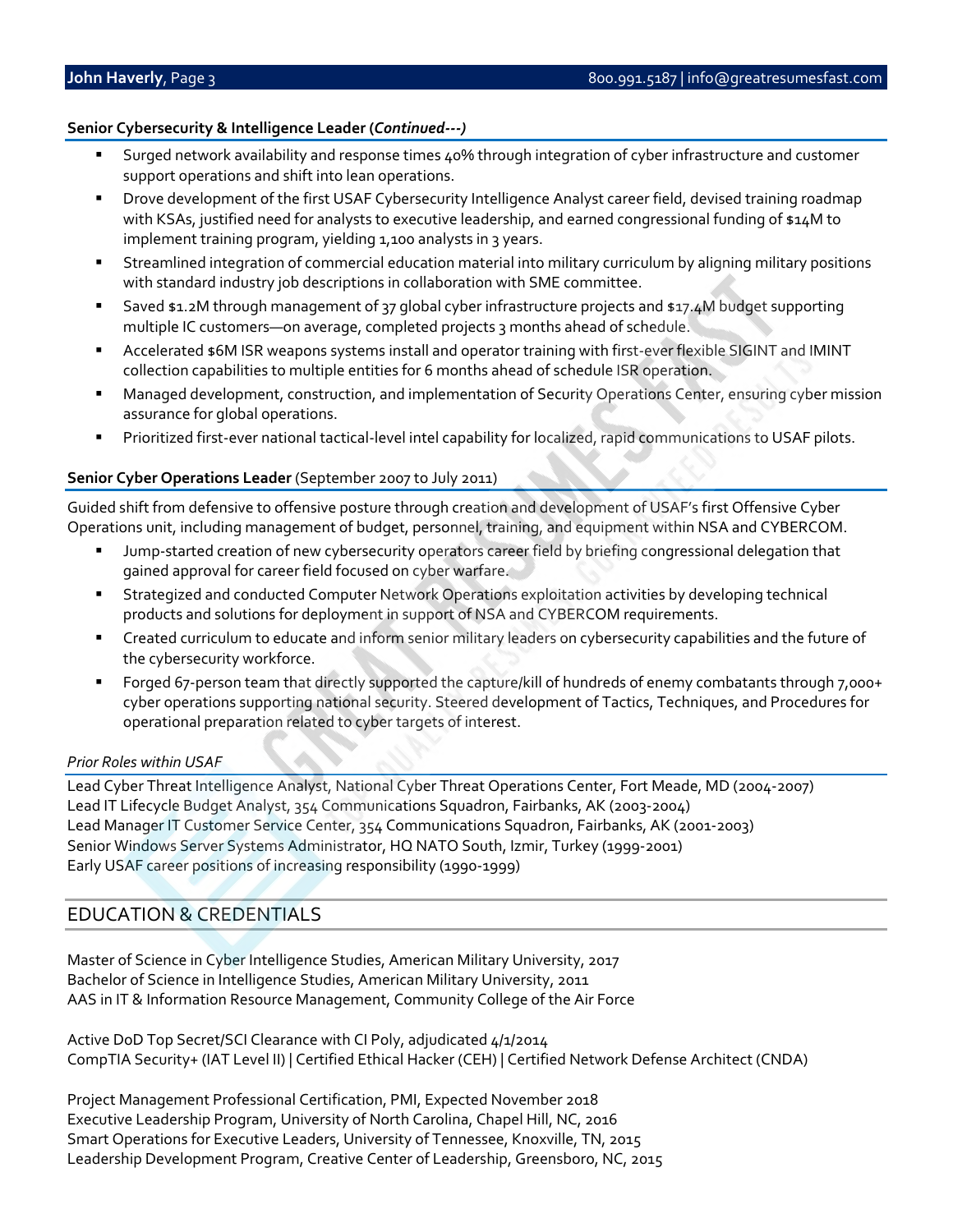**Senior Cybersecurity & Intelligence Leader (*Continued---)***

- Surged network availability and response times 40% through integration of cyber infrastructure and customer support operations and shift into lean operations.
- Drove development of the first USAF Cybersecurity Intelligence Analyst career field, devised training roadmap with KSAs, justified need for analysts to executive leadership, and earned congressional funding of $14M to implement training program, yielding 1,100 analysts in 3 years.
- Streamlined integration of commercial education material into military curriculum by aligning military positions with standard industry job descriptions in collaboration with SME committee.
- Saved $1.2M through management of 37 global cyber infrastructure projects and $17.4M budget supporting multiple IC customers—on average, completed projects 3 months ahead of schedule.
- Accelerated $6M ISR weapons systems install and operator training with first-ever flexible SIGINT and IMINT collection capabilities to multiple entities for 6 months ahead of schedule ISR operation.
- Managed development, construction, and implementation of Security Operations Center, ensuring cyber mission assurance for global operations.
- Prioritized first-ever national tactical-level intel capability for localized, rapid communications to USAF pilots.

**Senior Cyber Operations Leader** (September 2007 to July 2011)

Guided shift from defensive to offensive posture through creation and development of USAF's first Offensive Cyber Operations unit, including management of budget, personnel, training, and equipment within NSA and CYBERCOM.

- Jump-started creation of new cybersecurity operators career field by briefing congressional delegation that gained approval for career field focused on cyber warfare.
- Strategized and conducted Computer Network Operations exploitation activities by developing technical products and solutions for deployment in support of NSA and CYBERCOM requirements.
- Created curriculum to educate and inform senior military leaders on cybersecurity capabilities and the future of the cybersecurity workforce.
- Forged 67-person team that directly supported the capture/kill of hundreds of enemy combatants through 7,000+ cyber operations supporting national security. Steered development of Tactics, Techniques, and Procedures for operational preparation related to cyber targets of interest.

*Prior Roles within USAF*

Lead Cyber Threat Intelligence Analyst, National Cyber Threat Operations Center, Fort Meade, MD (2004-2007)
Lead IT Lifecycle Budget Analyst, 354 Communications Squadron, Fairbanks, AK (2003-2004)
Lead Manager IT Customer Service Center, 354 Communications Squadron, Fairbanks, AK (2001-2003)
Senior Windows Server Systems Administrator, HQ NATO South, Izmir, Turkey (1999-2001)
Early USAF career positions of increasing responsibility (1990-1999)

## EDUCATION & CREDENTIALS

Master of Science in Cyber Intelligence Studies, American Military University, 2017
Bachelor of Science in Intelligence Studies, American Military University, 2011
AAS in IT & Information Resource Management, Community College of the Air Force

Active DoD Top Secret/SCI Clearance with CI Poly, adjudicated 4/1/2014
CompTIA Security+ (IAT Level II) | Certified Ethical Hacker (CEH) | Certified Network Defense Architect (CNDA)

Project Management Professional Certification, PMI, Expected November 2018
Executive Leadership Program, University of North Carolina, Chapel Hill, NC, 2016
Smart Operations for Executive Leaders, University of Tennessee, Knoxville, TN, 2015
Leadership Development Program, Creative Center of Leadership, Greensboro, NC, 2015